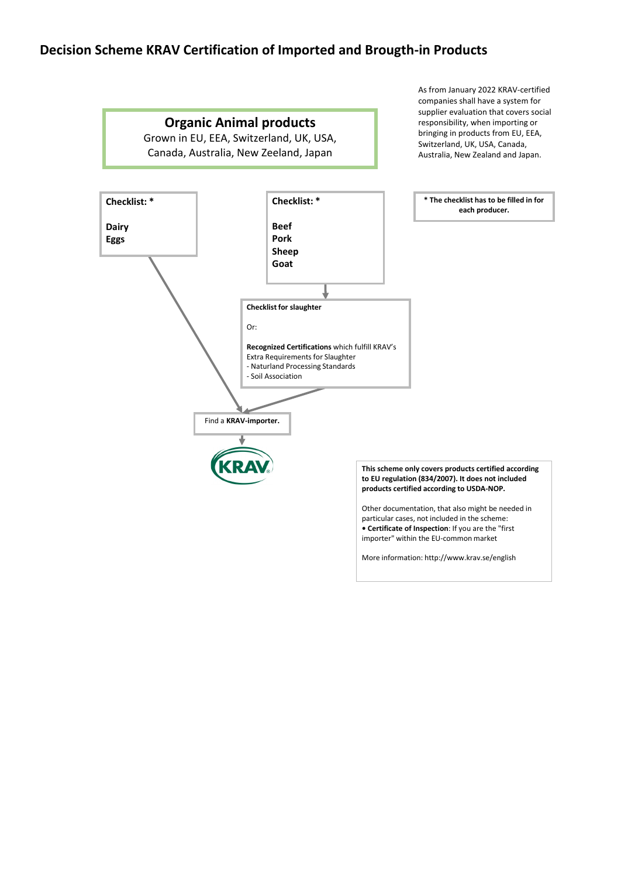# Decision Scheme KRAV Certification of Imported and Brougth-in Products

As from January 2022 KRAV-certified companies shall have a system for supplier evaluation that covers social responsibility, when importing or bringing in products from EU, EEA, Switzerland, UK, USA, Canada, Australia, New Zealand and Japan.

## Organic Animal products

Grown in EU, EEA, Switzerland, UK, USA, Canada, Australia, New Zeeland, Japan

**Checklist: ***

**Dairy**
**Eggs**

**Checklist: ***

**Beef**
**Pork**
**Sheep**
**Goat**

*** The checklist has to be filled in for each producer.**

**Checklist for slaughter**

Or:

**Recognized Certifications** which fulfill KRAV's Extra Requirements for Slaughter
- Naturland Processing Standards
- Soil Association

Find a **KRAV-importer.**

KRAV

**This scheme only covers products certified according to EU regulation (834/2007). It does not included products certified according to USDA-NOP.**

Other documentation, that also might be needed in particular cases, not included in the scheme:
• **Certificate of Inspection**: If you are the "first importer" within the EU-common market

More information: http://www.krav.se/english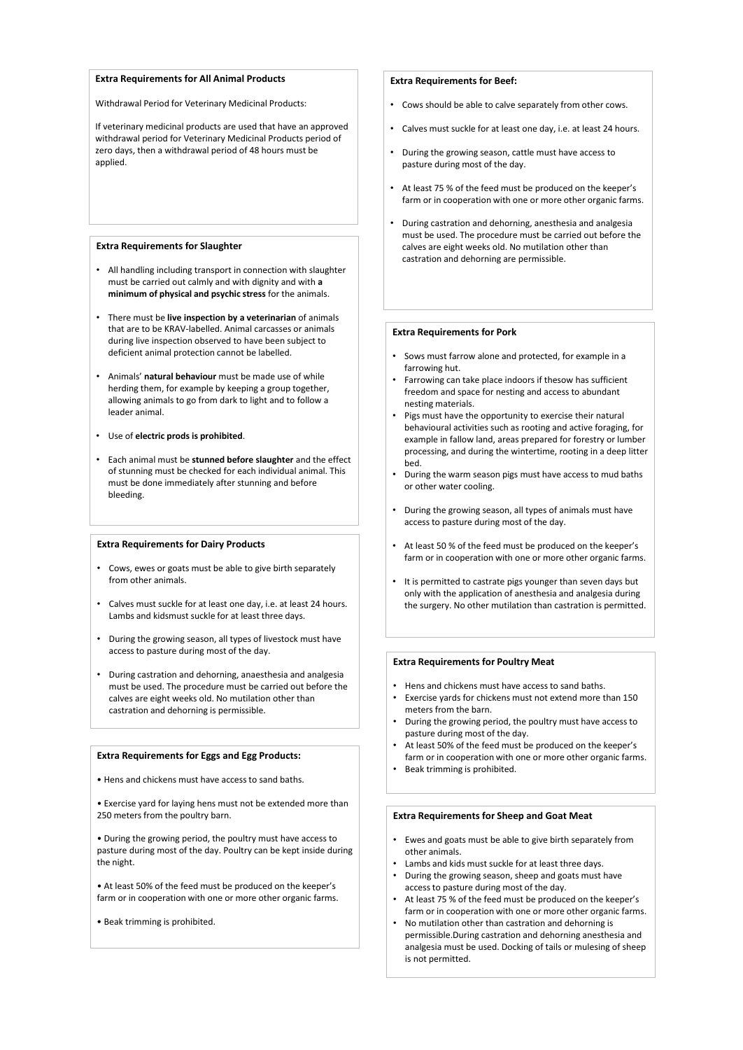### Extra Requirements for All Animal Products

Withdrawal Period for Veterinary Medicinal Products:

If veterinary medicinal products are used that have an approved withdrawal period for Veterinary Medicinal Products period of zero days, then a withdrawal period of 48 hours must be applied.

### Extra Requirements for Slaughter

- All handling including transport in connection with slaughter must be carried out calmly and with dignity and with **a minimum of physical and psychic stress** for the animals.
- There must be **live inspection by a veterinarian** of animals that are to be KRAV-labelled. Animal carcasses or animals during live inspection observed to have been subject to deficient animal protection cannot be labelled.
- Animals' **natural behaviour** must be made use of while herding them, for example by keeping a group together, allowing animals to go from dark to light and to follow a leader animal.
- Use of **electric prods is prohibited**.
- Each animal must be **stunned before slaughter** and the effect of stunning must be checked for each individual animal. This must be done immediately after stunning and before bleeding.

### Extra Requirements for Dairy Products

- Cows, ewes or goats must be able to give birth separately from other animals.
- Calves must suckle for at least one day, i.e. at least 24 hours. Lambs and kidsmust suckle for at least three days.
- During the growing season, all types of livestock must have access to pasture during most of the day.
- During castration and dehorning, anaesthesia and analgesia must be used. The procedure must be carried out before the calves are eight weeks old. No mutilation other than castration and dehorning is permissible.

### Extra Requirements for Eggs and Egg Products:

- Hens and chickens must have access to sand baths.
- Exercise yard for laying hens must not be extended more than 250 meters from the poultry barn.
- During the growing period, the poultry must have access to pasture during most of the day. Poultry can be kept inside during the night.
- At least 50% of the feed must be produced on the keeper's farm or in cooperation with one or more other organic farms.
- Beak trimming is prohibited.

### Extra Requirements for Beef:

- Cows should be able to calve separately from other cows.
- Calves must suckle for at least one day, i.e. at least 24 hours.
- During the growing season, cattle must have access to pasture during most of the day.
- At least 75 % of the feed must be produced on the keeper's farm or in cooperation with one or more other organic farms.
- During castration and dehorning, anesthesia and analgesia must be used. The procedure must be carried out before the calves are eight weeks old. No mutilation other than castration and dehorning are permissible.

### Extra Requirements for Pork

- Sows must farrow alone and protected, for example in a farrowing hut.
- Farrowing can take place indoors if thesow has sufficient freedom and space for nesting and access to abundant nesting materials.
- Pigs must have the opportunity to exercise their natural behavioural activities such as rooting and active foraging, for example in fallow land, areas prepared for forestry or lumber processing, and during the wintertime, rooting in a deep litter bed.
- During the warm season pigs must have access to mud baths or other water cooling.
- During the growing season, all types of animals must have access to pasture during most of the day.
- At least 50 % of the feed must be produced on the keeper's farm or in cooperation with one or more other organic farms.
- It is permitted to castrate pigs younger than seven days but only with the application of anesthesia and analgesia during the surgery. No other mutilation than castration is permitted.

### Extra Requirements for Poultry Meat

- Hens and chickens must have access to sand baths.
- Exercise yards for chickens must not extend more than 150 meters from the barn.
- During the growing period, the poultry must have access to pasture during most of the day.
- At least 50% of the feed must be produced on the keeper's farm or in cooperation with one or more other organic farms.
- Beak trimming is prohibited.

### Extra Requirements for Sheep and Goat Meat

- Ewes and goats must be able to give birth separately from other animals.
- Lambs and kids must suckle for at least three days.
- During the growing season, sheep and goats must have access to pasture during most of the day.
- At least 75 % of the feed must be produced on the keeper's farm or in cooperation with one or more other organic farms.
- No mutilation other than castration and dehorning is permissible.During castration and dehorning anesthesia and analgesia must be used. Docking of tails or mulesing of sheep is not permitted.